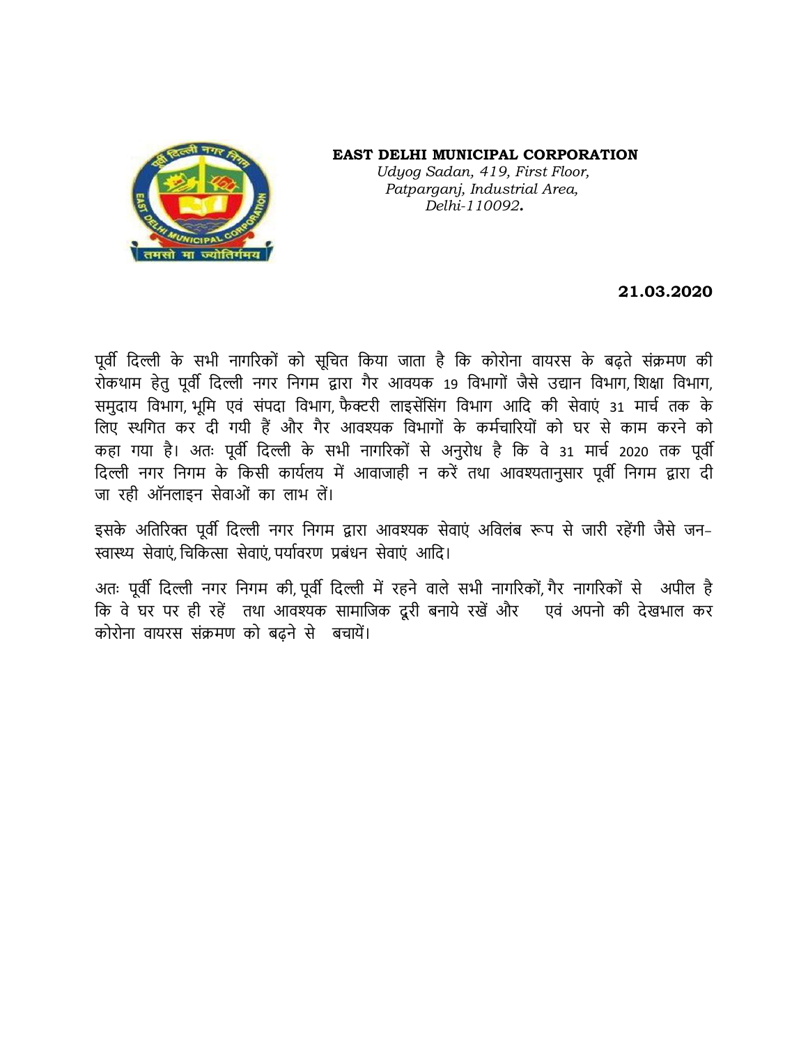**EAST DELHI MUNICIPAL CORPORATION**
*Udyog Sadan, 419, First Floor,*
*Patparganj, Industrial Area,*
*Delhi-110092.*

**21.03.2020**

पूर्वी दिल्ली के सभी नागरिकों को सूचित किया जाता है कि कोरोना वायरस के बढ़ते संक्रमण की रोकथाम हेतु पूर्वी दिल्ली नगर निगम द्वारा गैर आवयक 19 विभागों जैसे उद्यान विभाग, शिक्षा विभाग, समुदाय विभाग, भूमि एवं संपदा विभाग, फैक्टरी लाइसेंसिंग विभाग आदि की सेवाएं 31 मार्च तक के लिए स्थगित कर दी गयी हैं और गैर आवश्यक विभागों के कर्मचारियों को घर से काम करने को कहा गया है। अतः पूर्वी दिल्ली के सभी नागरिकों से अनुरोध है कि वे 31 मार्च 2020 तक पूर्वी दिल्ली नगर निगम के किसी कार्यलय में आवाजाही न करें तथा आवश्यतानुसार पूर्वी निगम द्वारा दी जा रही ऑनलाइन सेवाओं का लाभ लें।

इसके अतिरिक्त पूर्वी दिल्ली नगर निगम द्वारा आवश्यक सेवाएं अविलंब रूप से जारी रहेंगी जैसे जन-स्वास्थ्य सेवाएं, चिकित्सा सेवाएं, पर्यावरण प्रबंधन सेवाएं आदि।

अतः पूर्वी दिल्ली नगर निगम की, पूर्वी दिल्ली में रहने वाले सभी नागरिकों, गैर नागरिकों से अपील है कि वे घर पर ही रहें तथा आवश्यक सामाजिक दूरी बनाये रखें और एवं अपनो की देखभाल कर कोरोना वायरस संक्रमण को बढ़ने से बचायें।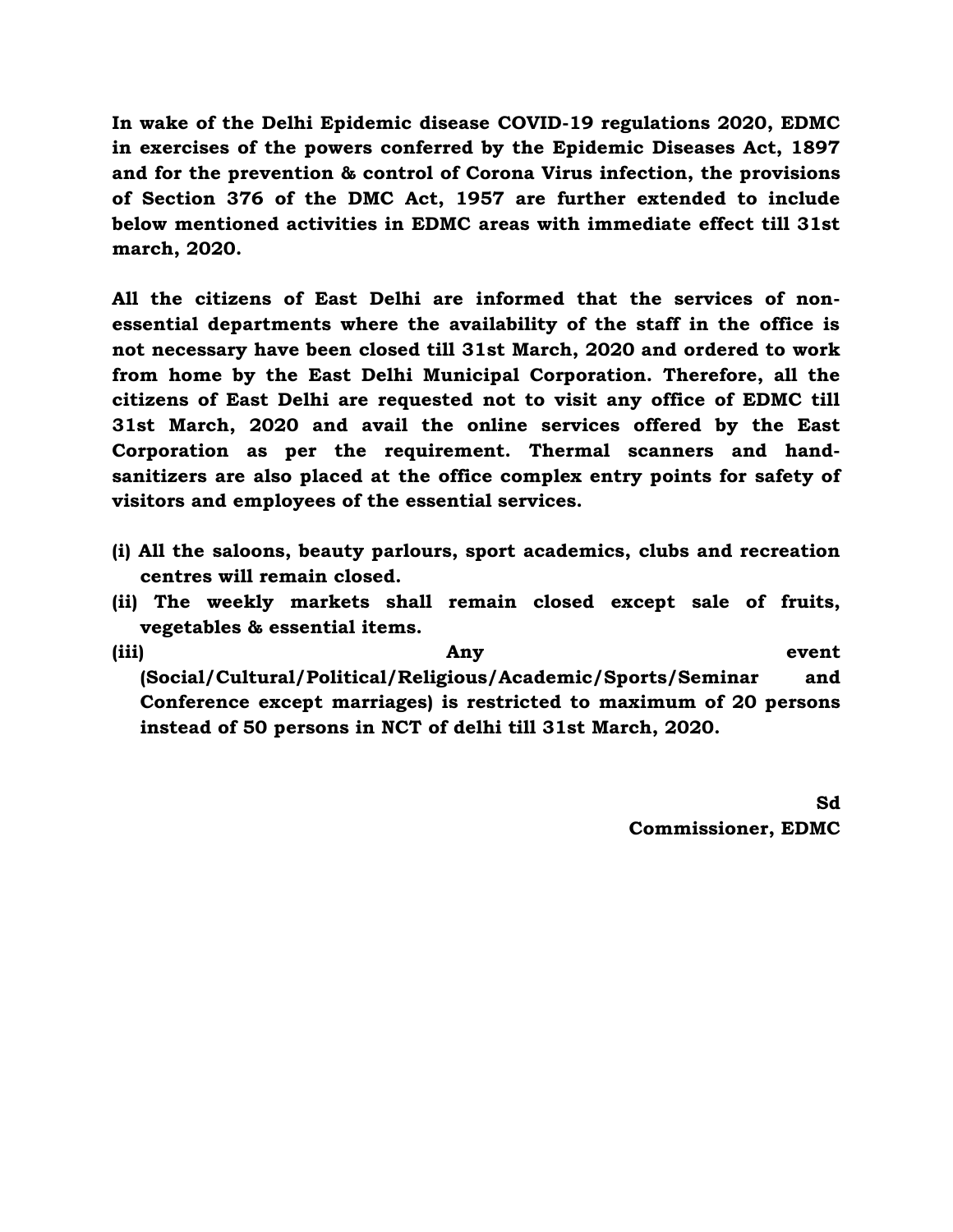**In wake of the Delhi Epidemic disease COVID-19 regulations 2020, EDMC in exercises of the powers conferred by the Epidemic Diseases Act, 1897 and for the prevention & control of Corona Virus infection, the provisions of Section 376 of the DMC Act, 1957 are further extended to include below mentioned activities in EDMC areas with immediate effect till 31st march, 2020.**

**All the citizens of East Delhi are informed that the services of non-essential departments where the availability of the staff in the office is not necessary have been closed till 31st March, 2020 and ordered to work from home by the East Delhi Municipal Corporation. Therefore, all the citizens of East Delhi are requested not to visit any office of EDMC till 31st March, 2020 and avail the online services offered by the East Corporation as per the requirement. Thermal scanners and hand-sanitizers are also placed at the office complex entry points for safety of visitors and employees of the essential services.**

**(i) All the saloons, beauty parlours, sport academics, clubs and recreation centres will remain closed.**

**(ii) The weekly markets shall remain closed except sale of fruits, vegetables & essential items.**

**(iii) Any event (Social/Cultural/Political/Religious/Academic/Sports/Seminar and Conference except marriages) is restricted to maximum of 20 persons instead of 50 persons in NCT of delhi till 31st March, 2020.**

**Sd**
**Commissioner, EDMC**